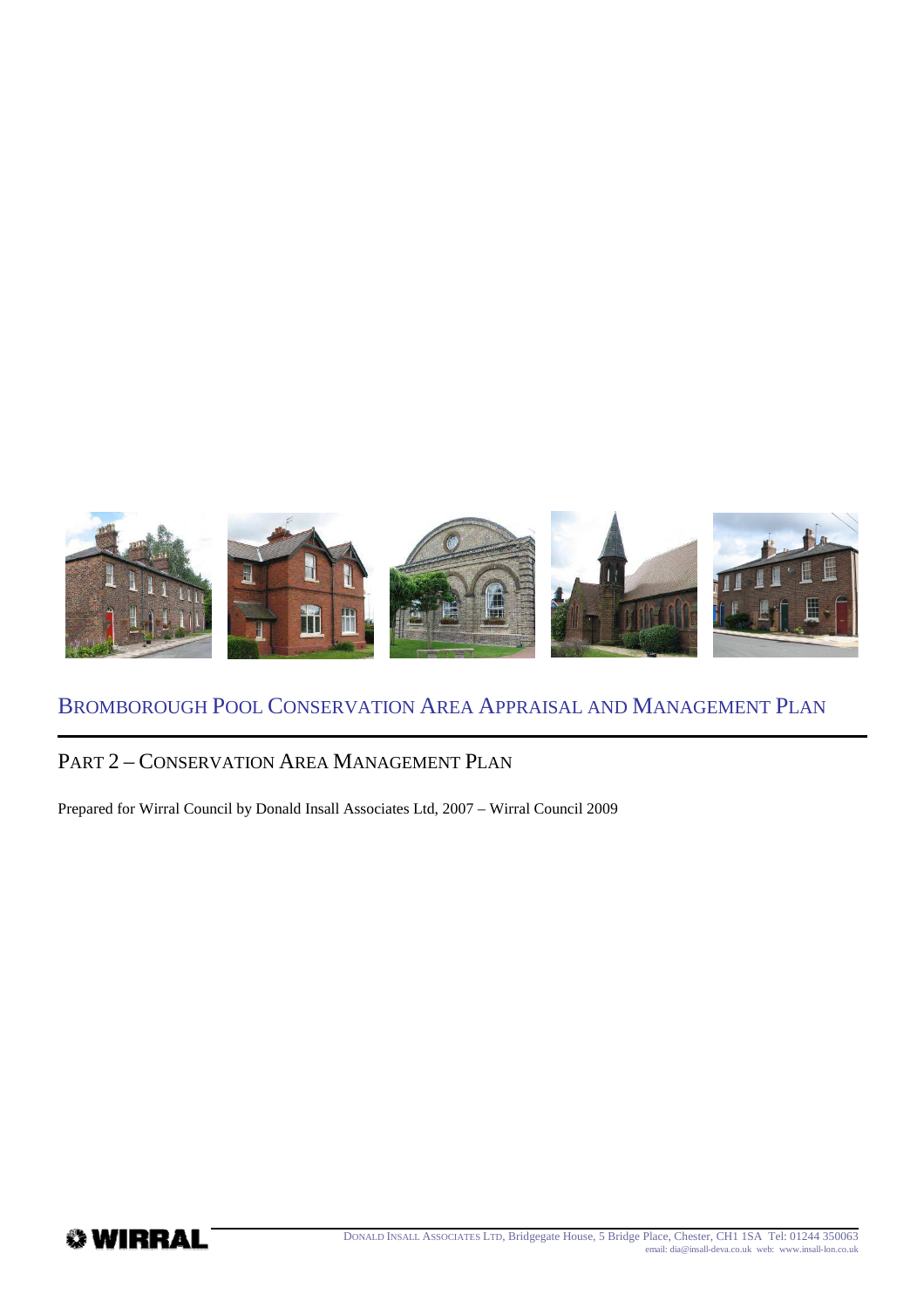# Bromborough Pool Conservation Area Appraisal and Management Plan

## Part 2 – Conservation Area Management Plan

Prepared for Wirral Council by Donald Insall Associates Ltd, 2007 – Wirral Council 2009

WIRRAL

Donald Insall Associates Ltd, Bridgegate House, 5 Bridge Place, Chester, CH1 1SA Tel: 01244 350063
email: dia@insall-deva.co.uk web: www.insall-lon.co.uk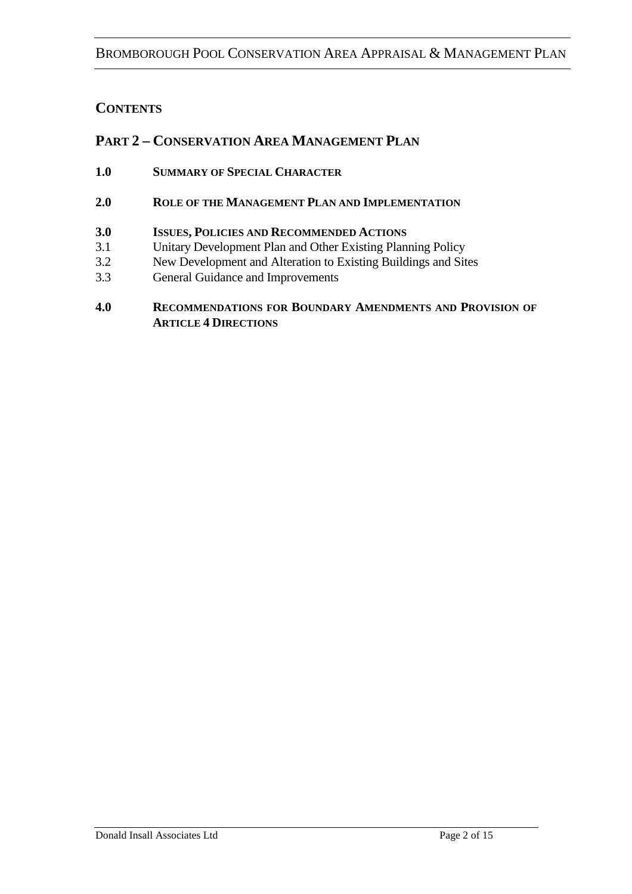## CONTENTS

## PART 2 – CONSERVATION AREA MANAGEMENT PLAN

**1.0 SUMMARY OF SPECIAL CHARACTER**

**2.0 ROLE OF THE MANAGEMENT PLAN AND IMPLEMENTATION**

**3.0 ISSUES, POLICIES AND RECOMMENDED ACTIONS**

3.1 Unitary Development Plan and Other Existing Planning Policy

3.2 New Development and Alteration to Existing Buildings and Sites

3.3 General Guidance and Improvements

**4.0 RECOMMENDATIONS FOR BOUNDARY AMENDMENTS AND PROVISION OF ARTICLE 4 DIRECTIONS**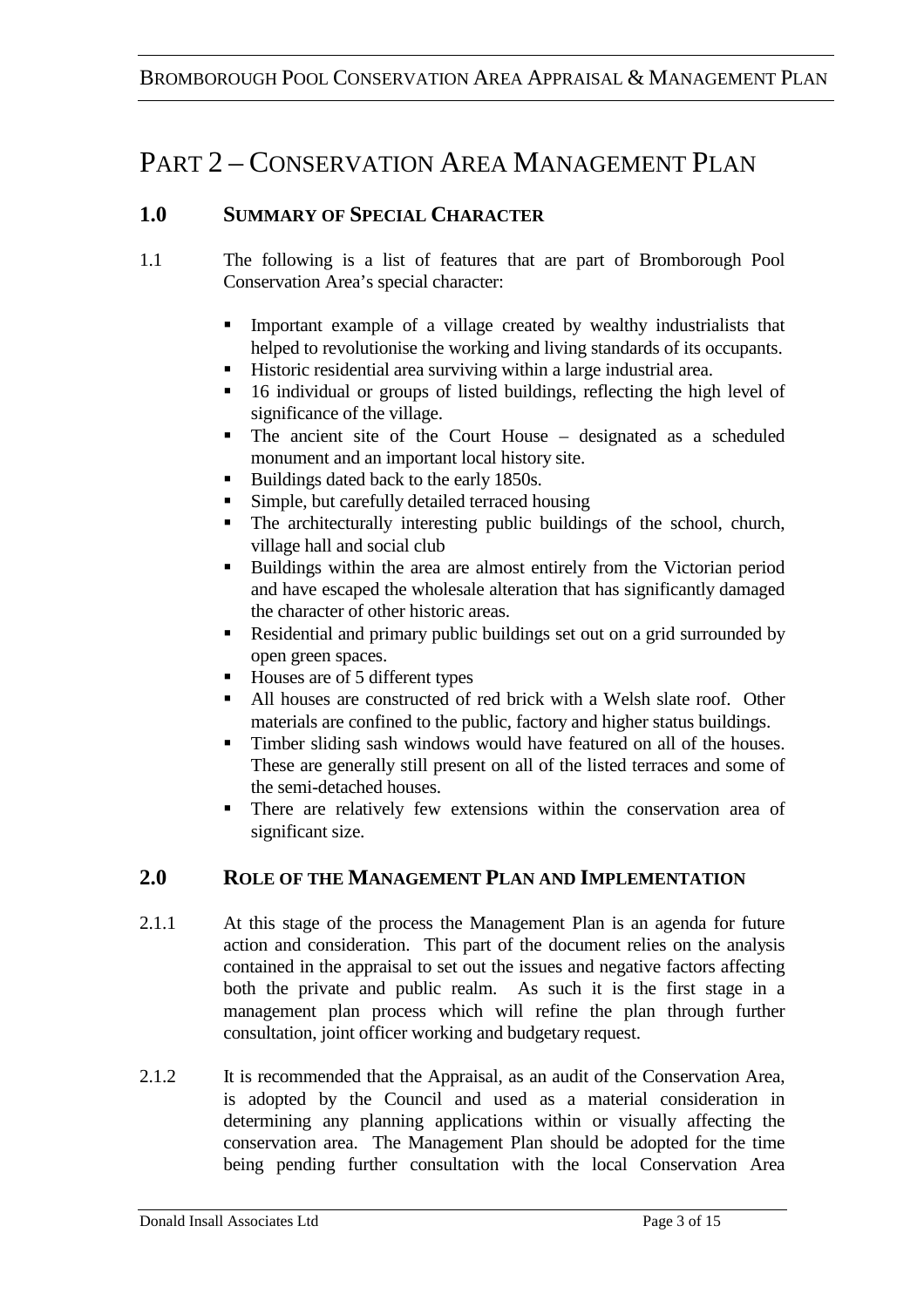# PART 2 – CONSERVATION AREA MANAGEMENT PLAN

## 1.0 SUMMARY OF SPECIAL CHARACTER

1.1 The following is a list of features that are part of Bromborough Pool Conservation Area's special character:

- Important example of a village created by wealthy industrialists that helped to revolutionise the working and living standards of its occupants.
- Historic residential area surviving within a large industrial area.
- 16 individual or groups of listed buildings, reflecting the high level of significance of the village.
- The ancient site of the Court House – designated as a scheduled monument and an important local history site.
- Buildings dated back to the early 1850s.
- Simple, but carefully detailed terraced housing
- The architecturally interesting public buildings of the school, church, village hall and social club
- Buildings within the area are almost entirely from the Victorian period and have escaped the wholesale alteration that has significantly damaged the character of other historic areas.
- Residential and primary public buildings set out on a grid surrounded by open green spaces.
- Houses are of 5 different types
- All houses are constructed of red brick with a Welsh slate roof. Other materials are confined to the public, factory and higher status buildings.
- Timber sliding sash windows would have featured on all of the houses. These are generally still present on all of the listed terraces and some of the semi-detached houses.
- There are relatively few extensions within the conservation area of significant size.

## 2.0 ROLE OF THE MANAGEMENT PLAN AND IMPLEMENTATION

2.1.1 At this stage of the process the Management Plan is an agenda for future action and consideration. This part of the document relies on the analysis contained in the appraisal to set out the issues and negative factors affecting both the private and public realm. As such it is the first stage in a management plan process which will refine the plan through further consultation, joint officer working and budgetary request.

2.1.2 It is recommended that the Appraisal, as an audit of the Conservation Area, is adopted by the Council and used as a material consideration in determining any planning applications within or visually affecting the conservation area. The Management Plan should be adopted for the time being pending further consultation with the local Conservation Area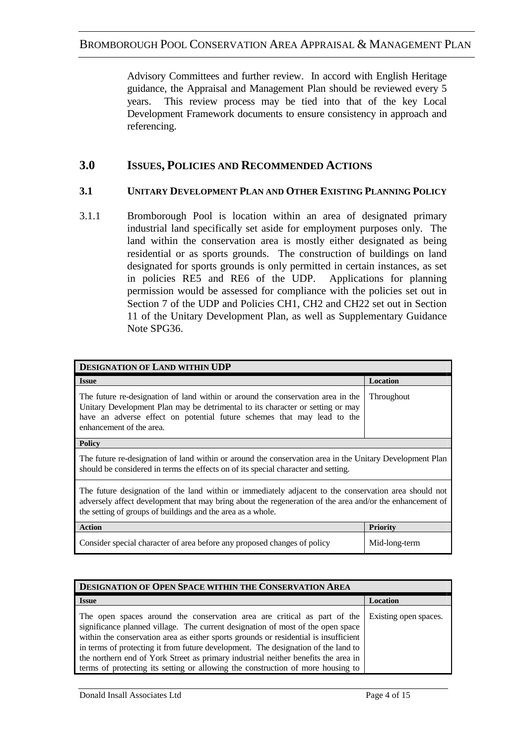Advisory Committees and further review. In accord with English Heritage guidance, the Appraisal and Management Plan should be reviewed every 5 years. This review process may be tied into that of the key Local Development Framework documents to ensure consistency in approach and referencing.

## 3.0 ISSUES, POLICIES AND RECOMMENDED ACTIONS

### 3.1 UNITARY DEVELOPMENT PLAN AND OTHER EXISTING PLANNING POLICY

3.1.1 Bromborough Pool is location within an area of designated primary industrial land specifically set aside for employment purposes only. The land within the conservation area is mostly either designated as being residential or as sports grounds. The construction of buildings on land designated for sports grounds is only permitted in certain instances, as set in policies RE5 and RE6 of the UDP. Applications for planning permission would be assessed for compliance with the policies set out in Section 7 of the UDP and Policies CH1, CH2 and CH22 set out in Section 11 of the Unitary Development Plan, as well as Supplementary Guidance Note SPG36.

| **DESIGNATION OF LAND WITHIN UDP** | |
|---|---|
| **Issue** | **Location** |
| The future re-designation of land within or around the conservation area in the Unitary Development Plan may be detrimental to its character or setting or may have an adverse effect on potential future schemes that may lead to the enhancement of the area. | Throughout |
| **Policy** | |
| The future re-designation of land within or around the conservation area in the Unitary Development Plan should be considered in terms the effects on of its special character and setting. | |
| The future designation of the land within or immediately adjacent to the conservation area should not adversely affect development that may bring about the regeneration of the area and/or the enhancement of the setting of groups of buildings and the area as a whole. | |
| **Action** | **Priority** |
| Consider special character of area before any proposed changes of policy | Mid-long-term |

| **DESIGNATION OF OPEN SPACE WITHIN THE CONSERVATION AREA** | |
|---|---|
| **Issue** | **Location** |
| The open spaces around the conservation area are critical as part of the significance planned village. The current designation of most of the open space within the conservation area as either sports grounds or residential is insufficient in terms of protecting it from future development. The designation of the land to the northern end of York Street as primary industrial neither benefits the area in terms of protecting its setting or allowing the construction of more housing to | Existing open spaces. |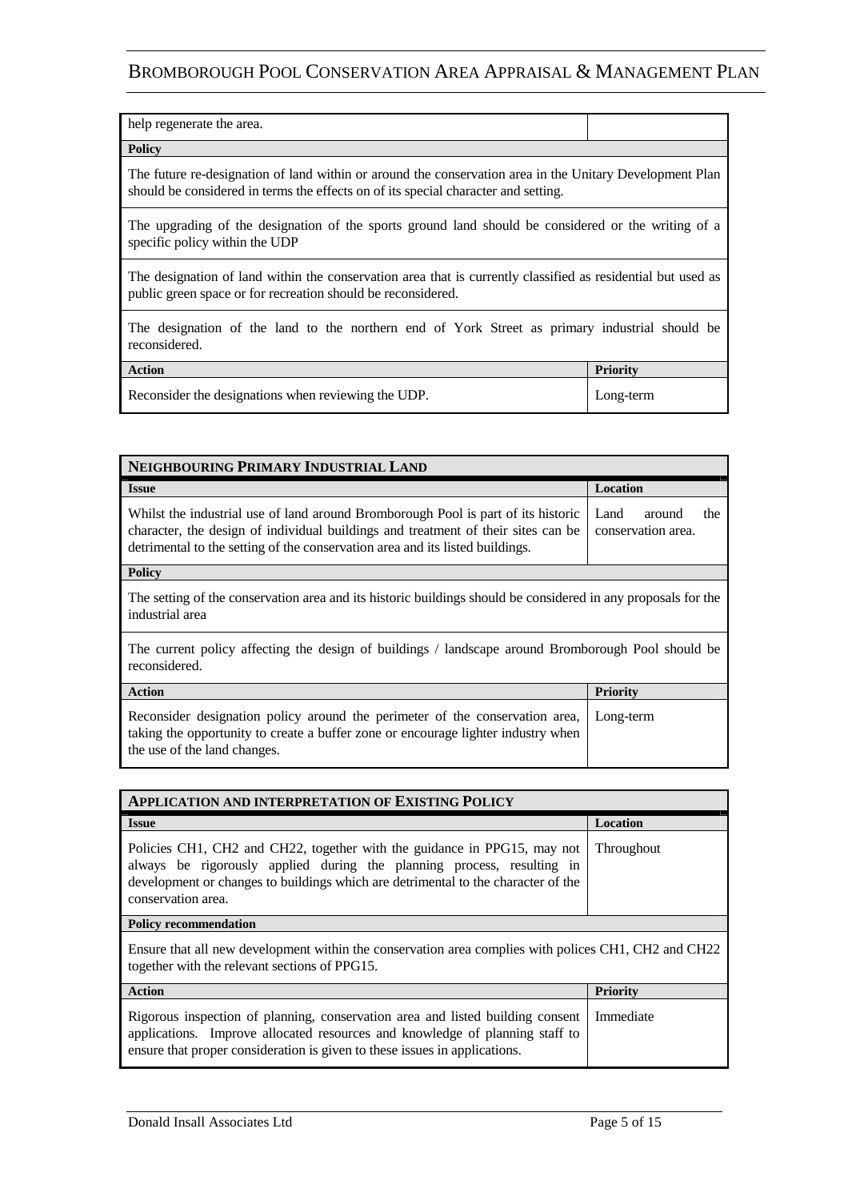| help regenerate the area. | |
|---|---|
| **Policy** | |
| The future re-designation of land within or around the conservation area in the Unitary Development Plan should be considered in terms the effects on of its special character and setting. | |
| The upgrading of the designation of the sports ground land should be considered or the writing of a specific policy within the UDP | |
| The designation of land within the conservation area that is currently classified as residential but used as public green space or for recreation should be reconsidered. | |
| The designation of the land to the northern end of York Street as primary industrial should be reconsidered. | |
| **Action** | **Priority** |
| Reconsider the designations when reviewing the UDP. | Long-term |

| **NEIGHBOURING PRIMARY INDUSTRIAL LAND** | |
|---|---|
| **Issue** | **Location** |
| Whilst the industrial use of land around Bromborough Pool is part of its historic character, the design of individual buildings and treatment of their sites can be detrimental to the setting of the conservation area and its listed buildings. | Land around the conservation area. |
| **Policy** | |
| The setting of the conservation area and its historic buildings should be considered in any proposals for the industrial area | |
| The current policy affecting the design of buildings / landscape around Bromborough Pool should be reconsidered. | |
| **Action** | **Priority** |
| Reconsider designation policy around the perimeter of the conservation area, taking the opportunity to create a buffer zone or encourage lighter industry when the use of the land changes. | Long-term |

| **APPLICATION AND INTERPRETATION OF EXISTING POLICY** | |
|---|---|
| **Issue** | **Location** |
| Policies CH1, CH2 and CH22, together with the guidance in PPG15, may not always be rigorously applied during the planning process, resulting in development or changes to buildings which are detrimental to the character of the conservation area. | Throughout |
| **Policy recommendation** | |
| Ensure that all new development within the conservation area complies with polices CH1, CH2 and CH22 together with the relevant sections of PPG15. | |
| **Action** | **Priority** |
| Rigorous inspection of planning, conservation area and listed building consent applications. Improve allocated resources and knowledge of planning staff to ensure that proper consideration is given to these issues in applications. | Immediate |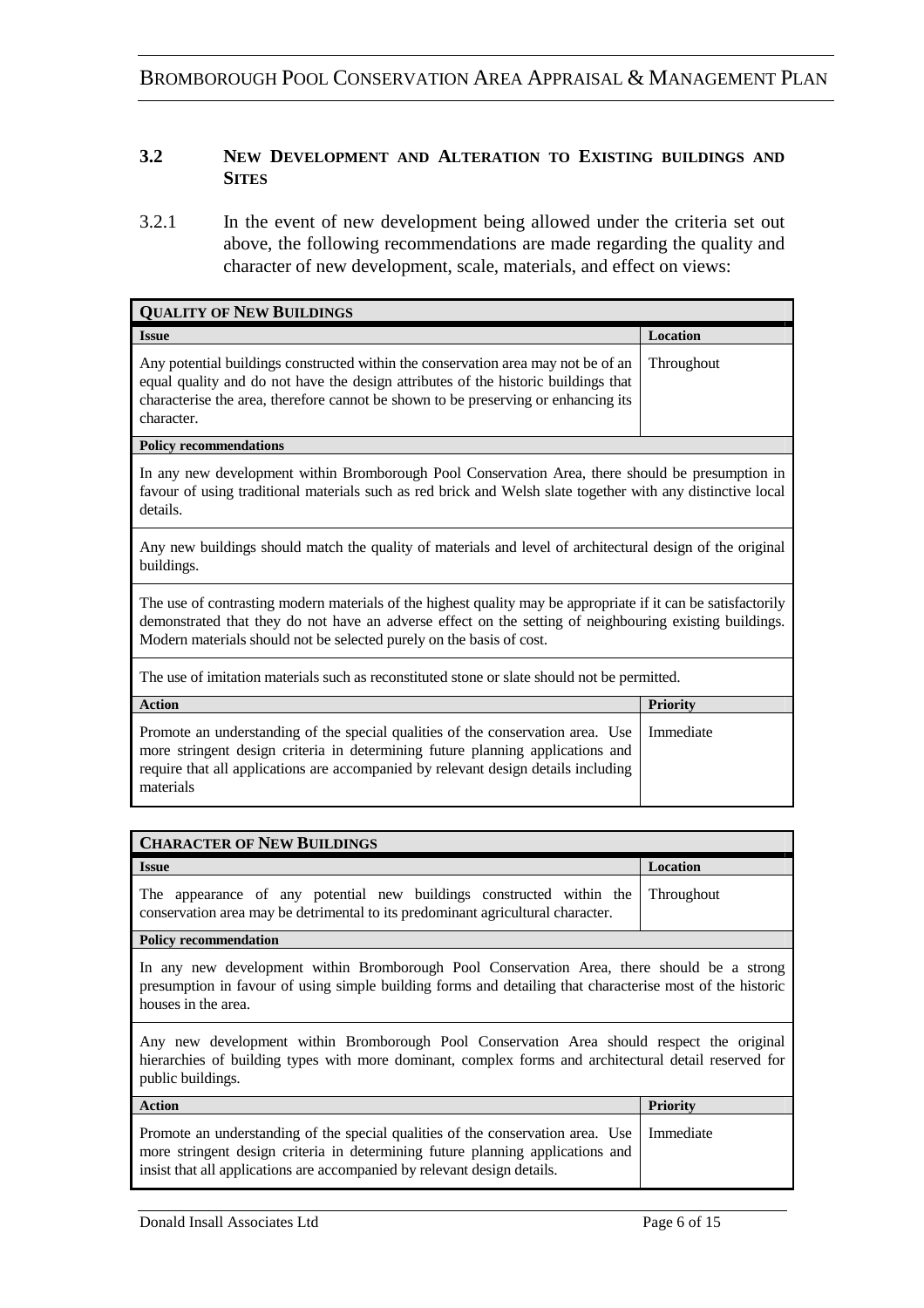### 3.2 New Development and Alteration to Existing buildings and Sites

3.2.1 In the event of new development being allowed under the criteria set out above, the following recommendations are made regarding the quality and character of new development, scale, materials, and effect on views:

| **QUALITY OF NEW BUILDINGS** | |
|---|---|
| **Issue** | **Location** |
| Any potential buildings constructed within the conservation area may not be of an equal quality and do not have the design attributes of the historic buildings that characterise the area, therefore cannot be shown to be preserving or enhancing its character. | Throughout |
| **Policy recommendations** | |
| In any new development within Bromborough Pool Conservation Area, there should be presumption in favour of using traditional materials such as red brick and Welsh slate together with any distinctive local details. | |
| Any new buildings should match the quality of materials and level of architectural design of the original buildings. | |
| The use of contrasting modern materials of the highest quality may be appropriate if it can be satisfactorily demonstrated that they do not have an adverse effect on the setting of neighbouring existing buildings. Modern materials should not be selected purely on the basis of cost. | |
| The use of imitation materials such as reconstituted stone or slate should not be permitted. | |
| **Action** | **Priority** |
| Promote an understanding of the special qualities of the conservation area. Use more stringent design criteria in determining future planning applications and require that all applications are accompanied by relevant design details including materials | Immediate |

| **CHARACTER OF NEW BUILDINGS** | |
|---|---|
| **Issue** | **Location** |
| The appearance of any potential new buildings constructed within the conservation area may be detrimental to its predominant agricultural character. | Throughout |
| **Policy recommendation** | |
| In any new development within Bromborough Pool Conservation Area, there should be a strong presumption in favour of using simple building forms and detailing that characterise most of the historic houses in the area. | |
| Any new development within Bromborough Pool Conservation Area should respect the original hierarchies of building types with more dominant, complex forms and architectural detail reserved for public buildings. | |
| **Action** | **Priority** |
| Promote an understanding of the special qualities of the conservation area. Use more stringent design criteria in determining future planning applications and insist that all applications are accompanied by relevant design details. | Immediate |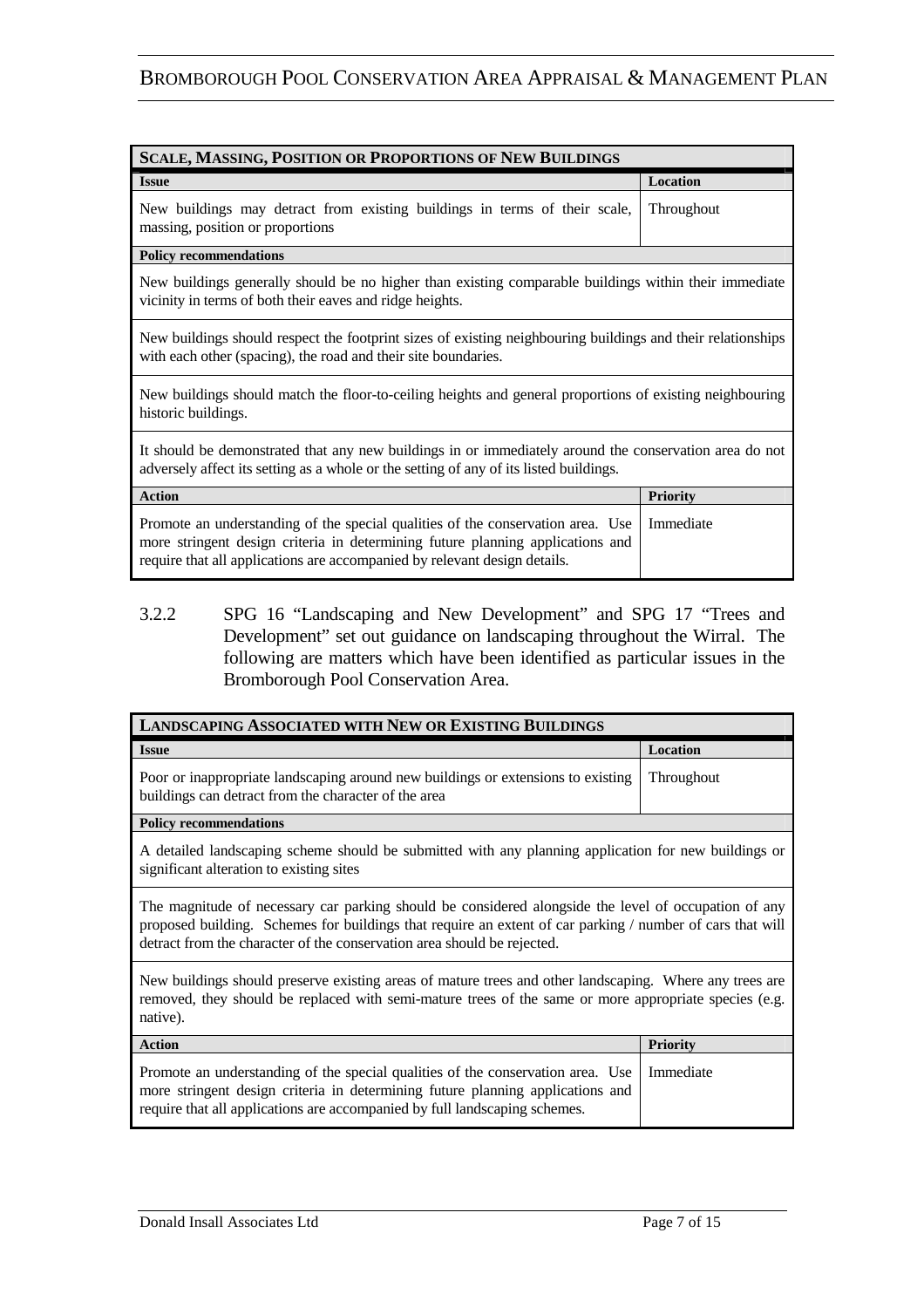| **SCALE, MASSING, POSITION OR PROPORTIONS OF NEW BUILDINGS** | |
|---|---|
| **Issue** | **Location** |
| New buildings may detract from existing buildings in terms of their scale, massing, position or proportions | Throughout |
| **Policy recommendations** | |
| New buildings generally should be no higher than existing comparable buildings within their immediate vicinity in terms of both their eaves and ridge heights. | |
| New buildings should respect the footprint sizes of existing neighbouring buildings and their relationships with each other (spacing), the road and their site boundaries. | |
| New buildings should match the floor-to-ceiling heights and general proportions of existing neighbouring historic buildings. | |
| It should be demonstrated that any new buildings in or immediately around the conservation area do not adversely affect its setting as a whole or the setting of any of its listed buildings. | |
| **Action** | **Priority** |
| Promote an understanding of the special qualities of the conservation area. Use more stringent design criteria in determining future planning applications and require that all applications are accompanied by relevant design details. | Immediate |

3.2.2 SPG 16 "Landscaping and New Development" and SPG 17 "Trees and Development" set out guidance on landscaping throughout the Wirral. The following are matters which have been identified as particular issues in the Bromborough Pool Conservation Area.

| **LANDSCAPING ASSOCIATED WITH NEW OR EXISTING BUILDINGS** | |
|---|---|
| **Issue** | **Location** |
| Poor or inappropriate landscaping around new buildings or extensions to existing buildings can detract from the character of the area | Throughout |
| **Policy recommendations** | |
| A detailed landscaping scheme should be submitted with any planning application for new buildings or significant alteration to existing sites | |
| The magnitude of necessary car parking should be considered alongside the level of occupation of any proposed building. Schemes for buildings that require an extent of car parking / number of cars that will detract from the character of the conservation area should be rejected. | |
| New buildings should preserve existing areas of mature trees and other landscaping. Where any trees are removed, they should be replaced with semi-mature trees of the same or more appropriate species (e.g. native). | |
| **Action** | **Priority** |
| Promote an understanding of the special qualities of the conservation area. Use more stringent design criteria in determining future planning applications and require that all applications are accompanied by full landscaping schemes. | Immediate |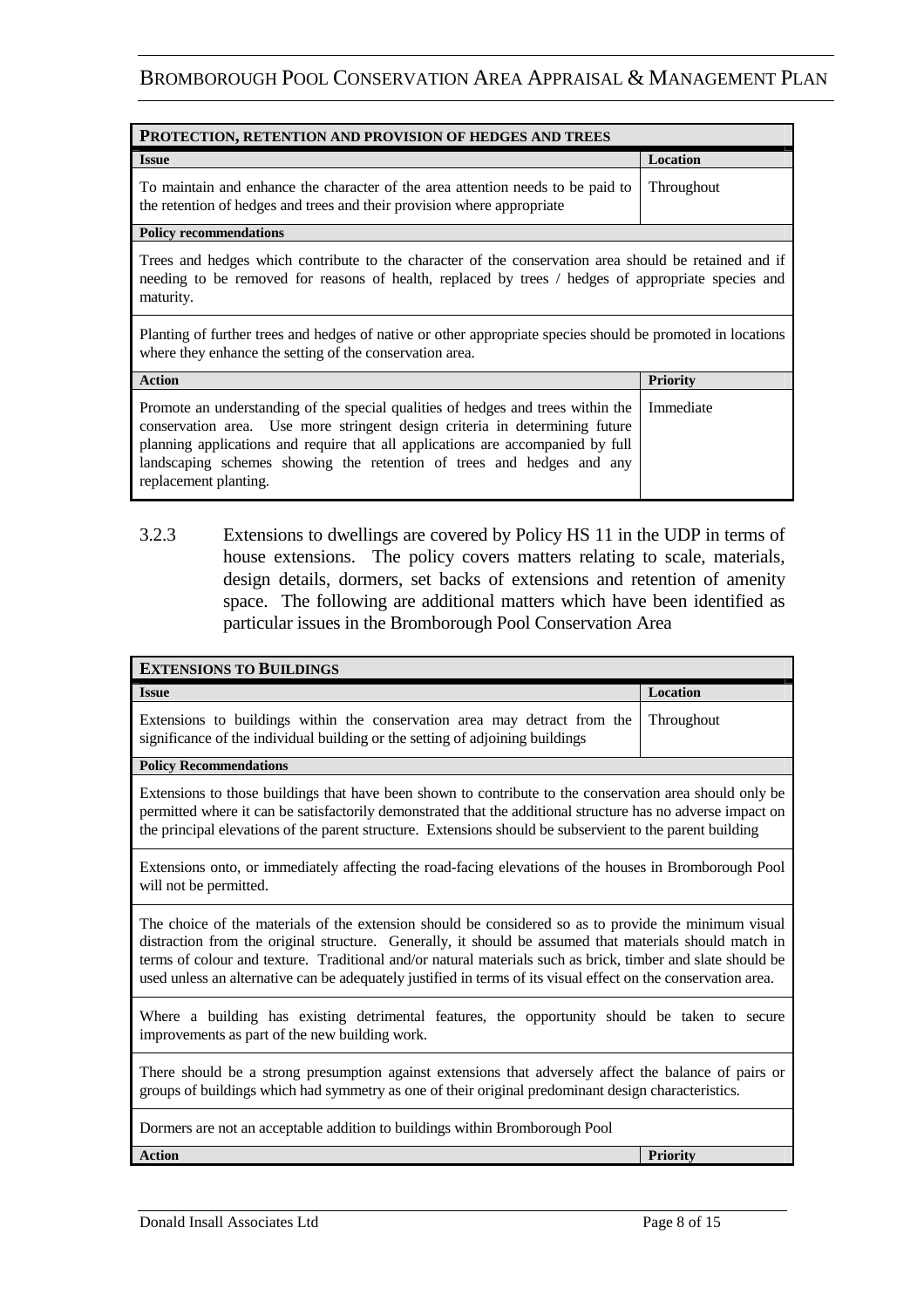| PROTECTION, RETENTION AND PROVISION OF HEDGES AND TREES | |
|---|---|
| **Issue** | **Location** |
| To maintain and enhance the character of the area attention needs to be paid to the retention of hedges and trees and their provision where appropriate | Throughout |
| **Policy recommendations** | |
| Trees and hedges which contribute to the character of the conservation area should be retained and if needing to be removed for reasons of health, replaced by trees / hedges of appropriate species and maturity. | |
| Planting of further trees and hedges of native or other appropriate species should be promoted in locations where they enhance the setting of the conservation area. | |
| **Action** | **Priority** |
| Promote an understanding of the special qualities of hedges and trees within the conservation area. Use more stringent design criteria in determining future planning applications and require that all applications are accompanied by full landscaping schemes showing the retention of trees and hedges and any replacement planting. | Immediate |

3.2.3 Extensions to dwellings are covered by Policy HS 11 in the UDP in terms of house extensions. The policy covers matters relating to scale, materials, design details, dormers, set backs of extensions and retention of amenity space. The following are additional matters which have been identified as particular issues in the Bromborough Pool Conservation Area

| EXTENSIONS TO BUILDINGS | |
|---|---|
| **Issue** | **Location** |
| Extensions to buildings within the conservation area may detract from the significance of the individual building or the setting of adjoining buildings | Throughout |
| **Policy Recommendations** | |
| Extensions to those buildings that have been shown to contribute to the conservation area should only be permitted where it can be satisfactorily demonstrated that the additional structure has no adverse impact on the principal elevations of the parent structure. Extensions should be subservient to the parent building | |
| Extensions onto, or immediately affecting the road-facing elevations of the houses in Bromborough Pool will not be permitted. | |
| The choice of the materials of the extension should be considered so as to provide the minimum visual distraction from the original structure. Generally, it should be assumed that materials should match in terms of colour and texture. Traditional and/or natural materials such as brick, timber and slate should be used unless an alternative can be adequately justified in terms of its visual effect on the conservation area. | |
| Where a building has existing detrimental features, the opportunity should be taken to secure improvements as part of the new building work. | |
| There should be a strong presumption against extensions that adversely affect the balance of pairs or groups of buildings which had symmetry as one of their original predominant design characteristics. | |
| Dormers are not an acceptable addition to buildings within Bromborough Pool | |
| **Action** | **Priority** |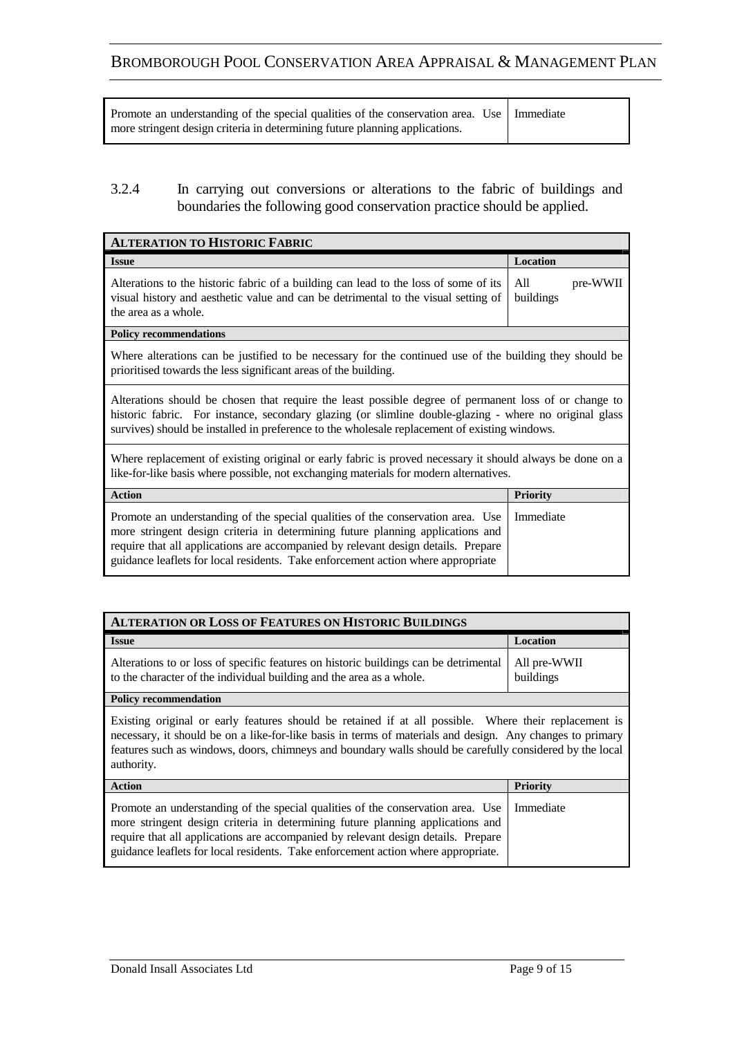| | |
|---|---|
| Promote an understanding of the special qualities of the conservation area. Use more stringent design criteria in determining future planning applications. | Immediate |

3.2.4 In carrying out conversions or alterations to the fabric of buildings and boundaries the following good conservation practice should be applied.

| **ALTERATION TO HISTORIC FABRIC** | |
|---|---|
| **Issue** | **Location** |
| Alterations to the historic fabric of a building can lead to the loss of some of its visual history and aesthetic value and can be detrimental to the visual setting of the area as a whole. | All pre-WWII buildings |
| **Policy recommendations** | |
| Where alterations can be justified to be necessary for the continued use of the building they should be prioritised towards the less significant areas of the building. | |
| Alterations should be chosen that require the least possible degree of permanent loss of or change to historic fabric. For instance, secondary glazing (or slimline double-glazing - where no original glass survives) should be installed in preference to the wholesale replacement of existing windows. | |
| Where replacement of existing original or early fabric is proved necessary it should always be done on a like-for-like basis where possible, not exchanging materials for modern alternatives. | |
| **Action** | **Priority** |
| Promote an understanding of the special qualities of the conservation area. Use more stringent design criteria in determining future planning applications and require that all applications are accompanied by relevant design details. Prepare guidance leaflets for local residents. Take enforcement action where appropriate | Immediate |

| **ALTERATION OR LOSS OF FEATURES ON HISTORIC BUILDINGS** | |
|---|---|
| **Issue** | **Location** |
| Alterations to or loss of specific features on historic buildings can be detrimental to the character of the individual building and the area as a whole. | All pre-WWII buildings |
| **Policy recommendation** | |
| Existing original or early features should be retained if at all possible. Where their replacement is necessary, it should be on a like-for-like basis in terms of materials and design. Any changes to primary features such as windows, doors, chimneys and boundary walls should be carefully considered by the local authority. | |
| **Action** | **Priority** |
| Promote an understanding of the special qualities of the conservation area. Use more stringent design criteria in determining future planning applications and require that all applications are accompanied by relevant design details. Prepare guidance leaflets for local residents. Take enforcement action where appropriate. | Immediate |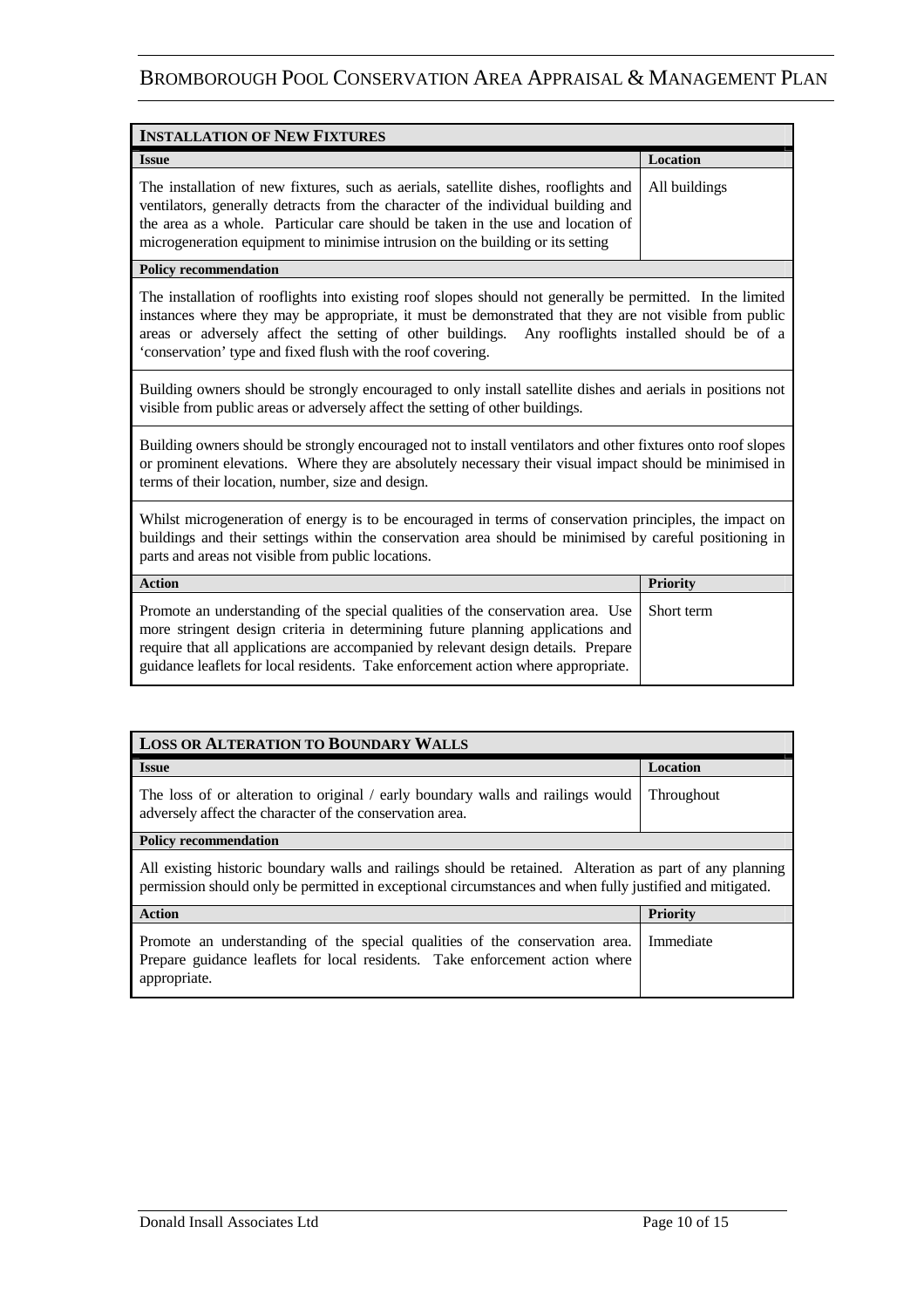| **INSTALLATION OF NEW FIXTURES** | |
|---|---|
| **Issue** | **Location** |
| The installation of new fixtures, such as aerials, satellite dishes, rooflights and ventilators, generally detracts from the character of the individual building and the area as a whole. Particular care should be taken in the use and location of microgeneration equipment to minimise intrusion on the building or its setting | All buildings |
| **Policy recommendation** | |
| The installation of rooflights into existing roof slopes should not generally be permitted. In the limited instances where they may be appropriate, it must be demonstrated that they are not visible from public areas or adversely affect the setting of other buildings. Any rooflights installed should be of a 'conservation' type and fixed flush with the roof covering. | |
| Building owners should be strongly encouraged to only install satellite dishes and aerials in positions not visible from public areas or adversely affect the setting of other buildings. | |
| Building owners should be strongly encouraged not to install ventilators and other fixtures onto roof slopes or prominent elevations. Where they are absolutely necessary their visual impact should be minimised in terms of their location, number, size and design. | |
| Whilst microgeneration of energy is to be encouraged in terms of conservation principles, the impact on buildings and their settings within the conservation area should be minimised by careful positioning in parts and areas not visible from public locations. | |
| **Action** | **Priority** |
| Promote an understanding of the special qualities of the conservation area. Use more stringent design criteria in determining future planning applications and require that all applications are accompanied by relevant design details. Prepare guidance leaflets for local residents. Take enforcement action where appropriate. | Short term |

| **LOSS OR ALTERATION TO BOUNDARY WALLS** | |
|---|---|
| **Issue** | **Location** |
| The loss of or alteration to original / early boundary walls and railings would adversely affect the character of the conservation area. | Throughout |
| **Policy recommendation** | |
| All existing historic boundary walls and railings should be retained. Alteration as part of any planning permission should only be permitted in exceptional circumstances and when fully justified and mitigated. | |
| **Action** | **Priority** |
| Promote an understanding of the special qualities of the conservation area. Prepare guidance leaflets for local residents. Take enforcement action where appropriate. | Immediate |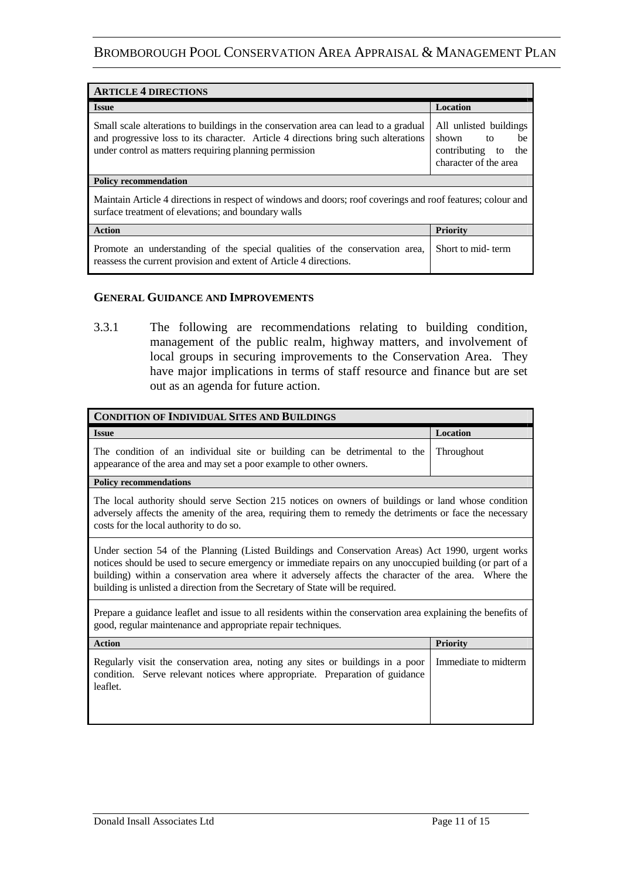| **ARTICLE 4 DIRECTIONS** | |
|---|---|
| **Issue** | **Location** |
| Small scale alterations to buildings in the conservation area can lead to a gradual and progressive loss to its character. Article 4 directions bring such alterations under control as matters requiring planning permission | All unlisted buildings shown to be contributing to the character of the area |
| **Policy recommendation** | |
| Maintain Article 4 directions in respect of windows and doors; roof coverings and roof features; colour and surface treatment of elevations; and boundary walls | |
| **Action** | **Priority** |
| Promote an understanding of the special qualities of the conservation area, reassess the current provision and extent of Article 4 directions. | Short to mid- term |

### GENERAL GUIDANCE AND IMPROVEMENTS

3.3.1 The following are recommendations relating to building condition, management of the public realm, highway matters, and involvement of local groups in securing improvements to the Conservation Area. They have major implications in terms of staff resource and finance but are set out as an agenda for future action.

| **CONDITION OF INDIVIDUAL SITES AND BUILDINGS** | |
|---|---|
| **Issue** | **Location** |
| The condition of an individual site or building can be detrimental to the appearance of the area and may set a poor example to other owners. | Throughout |
| **Policy recommendations** | |
| The local authority should serve Section 215 notices on owners of buildings or land whose condition adversely affects the amenity of the area, requiring them to remedy the detriments or face the necessary costs for the local authority to do so. | |
| Under section 54 of the Planning (Listed Buildings and Conservation Areas) Act 1990, urgent works notices should be used to secure emergency or immediate repairs on any unoccupied building (or part of a building) within a conservation area where it adversely affects the character of the area. Where the building is unlisted a direction from the Secretary of State will be required. | |
| Prepare a guidance leaflet and issue to all residents within the conservation area explaining the benefits of good, regular maintenance and appropriate repair techniques. | |
| **Action** | **Priority** |
| Regularly visit the conservation area, noting any sites or buildings in a poor condition. Serve relevant notices where appropriate. Preparation of guidance leaflet. | Immediate to midterm |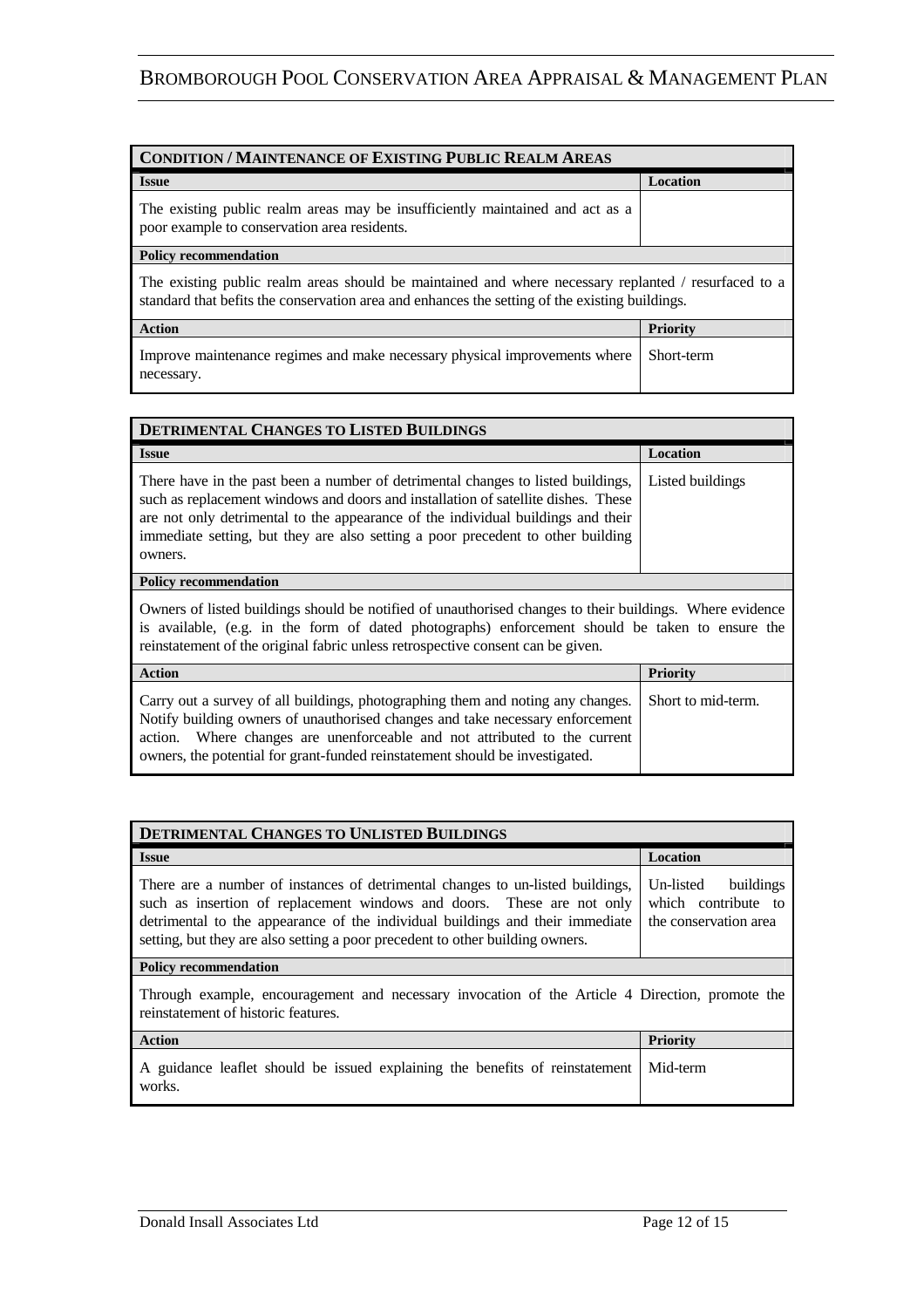| **Condition / Maintenance of Existing Public Realm Areas** | |
| --- | --- |
| **Issue** | **Location** |
| The existing public realm areas may be insufficiently maintained and act as a poor example to conservation area residents. | |
| **Policy recommendation** | |
| The existing public realm areas should be maintained and where necessary replanted / resurfaced to a standard that befits the conservation area and enhances the setting of the existing buildings. | |
| **Action** | **Priority** |
| Improve maintenance regimes and make necessary physical improvements where necessary. | Short-term |

| **Detrimental Changes to Listed Buildings** | |
| --- | --- |
| **Issue** | **Location** |
| There have in the past been a number of detrimental changes to listed buildings, such as replacement windows and doors and installation of satellite dishes. These are not only detrimental to the appearance of the individual buildings and their immediate setting, but they are also setting a poor precedent to other building owners. | Listed buildings |
| **Policy recommendation** | |
| Owners of listed buildings should be notified of unauthorised changes to their buildings. Where evidence is available, (e.g. in the form of dated photographs) enforcement should be taken to ensure the reinstatement of the original fabric unless retrospective consent can be given. | |
| **Action** | **Priority** |
| Carry out a survey of all buildings, photographing them and noting any changes. Notify building owners of unauthorised changes and take necessary enforcement action. Where changes are unenforceable and not attributed to the current owners, the potential for grant-funded reinstatement should be investigated. | Short to mid-term. |

| **Detrimental Changes to Unlisted Buildings** | |
| --- | --- |
| **Issue** | **Location** |
| There are a number of instances of detrimental changes to un-listed buildings, such as insertion of replacement windows and doors. These are not only detrimental to the appearance of the individual buildings and their immediate setting, but they are also setting a poor precedent to other building owners. | Un-listed buildings which contribute to the conservation area |
| **Policy recommendation** | |
| Through example, encouragement and necessary invocation of the Article 4 Direction, promote the reinstatement of historic features. | |
| **Action** | **Priority** |
| A guidance leaflet should be issued explaining the benefits of reinstatement works. | Mid-term |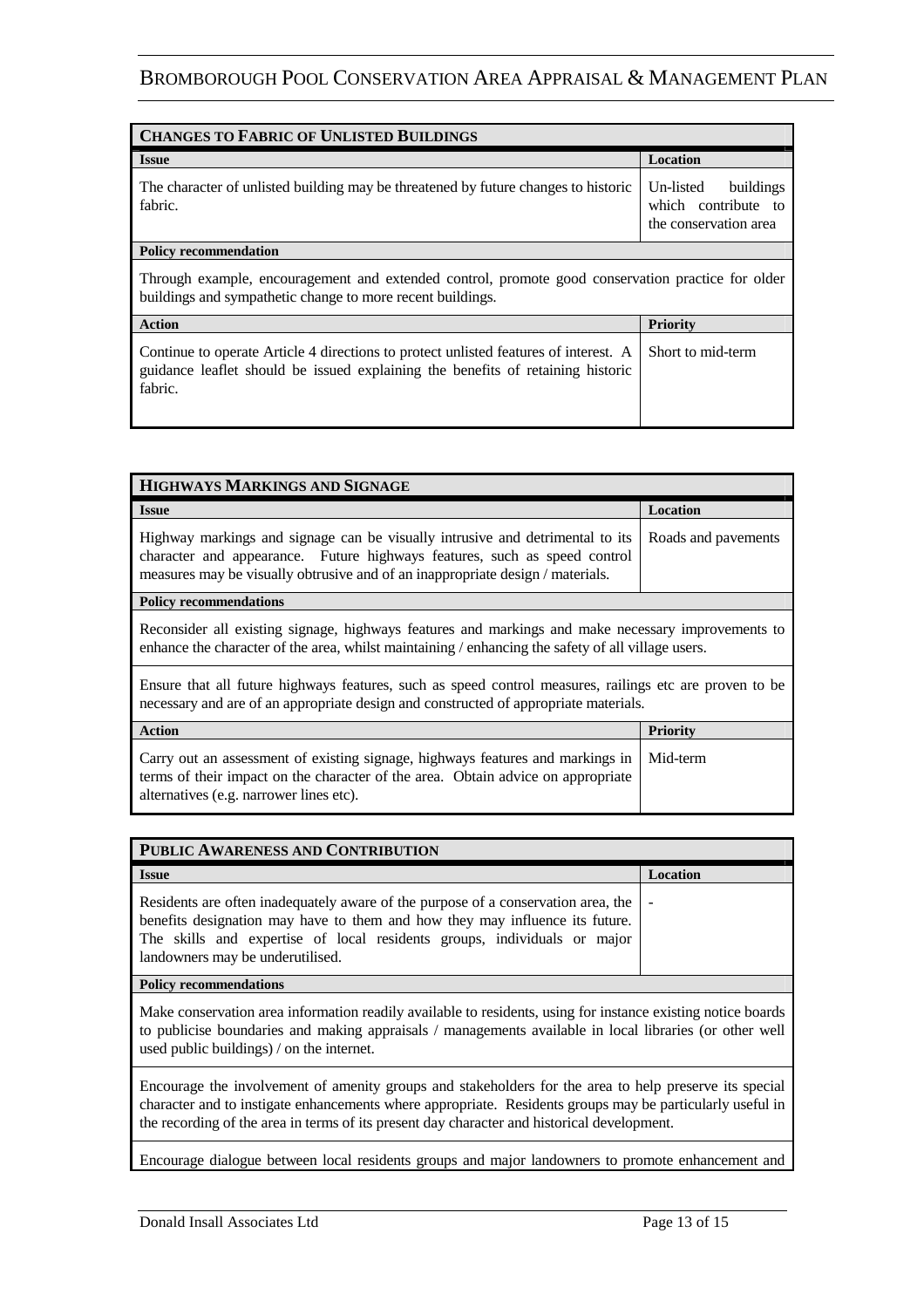| **CHANGES TO FABRIC OF UNLISTED BUILDINGS** | |
|---|---|
| **Issue** | **Location** |
| The character of unlisted building may be threatened by future changes to historic fabric. | Un-listed buildings which contribute to the conservation area |
| **Policy recommendation** | |
| Through example, encouragement and extended control, promote good conservation practice for older buildings and sympathetic change to more recent buildings. | |
| **Action** | **Priority** |
| Continue to operate Article 4 directions to protect unlisted features of interest. A guidance leaflet should be issued explaining the benefits of retaining historic fabric. | Short to mid-term |

| **HIGHWAYS MARKINGS AND SIGNAGE** | |
|---|---|
| **Issue** | **Location** |
| Highway markings and signage can be visually intrusive and detrimental to its character and appearance. Future highways features, such as speed control measures may be visually obtrusive and of an inappropriate design / materials. | Roads and pavements |
| **Policy recommendations** | |
| Reconsider all existing signage, highways features and markings and make necessary improvements to enhance the character of the area, whilst maintaining / enhancing the safety of all village users. | |
| Ensure that all future highways features, such as speed control measures, railings etc are proven to be necessary and are of an appropriate design and constructed of appropriate materials. | |
| **Action** | **Priority** |
| Carry out an assessment of existing signage, highways features and markings in terms of their impact on the character of the area. Obtain advice on appropriate alternatives (e.g. narrower lines etc). | Mid-term |

| **PUBLIC AWARENESS AND CONTRIBUTION** | |
|---|---|
| **Issue** | **Location** |
| Residents are often inadequately aware of the purpose of a conservation area, the benefits designation may have to them and how they may influence its future. The skills and expertise of local residents groups, individuals or major landowners may be underutilised. | - |
| **Policy recommendations** | |
| Make conservation area information readily available to residents, using for instance existing notice boards to publicise boundaries and making appraisals / managements available in local libraries (or other well used public buildings) / on the internet. | |
| Encourage the involvement of amenity groups and stakeholders for the area to help preserve its special character and to instigate enhancements where appropriate. Residents groups may be particularly useful in the recording of the area in terms of its present day character and historical development. | |
| Encourage dialogue between local residents groups and major landowners to promote enhancement and | |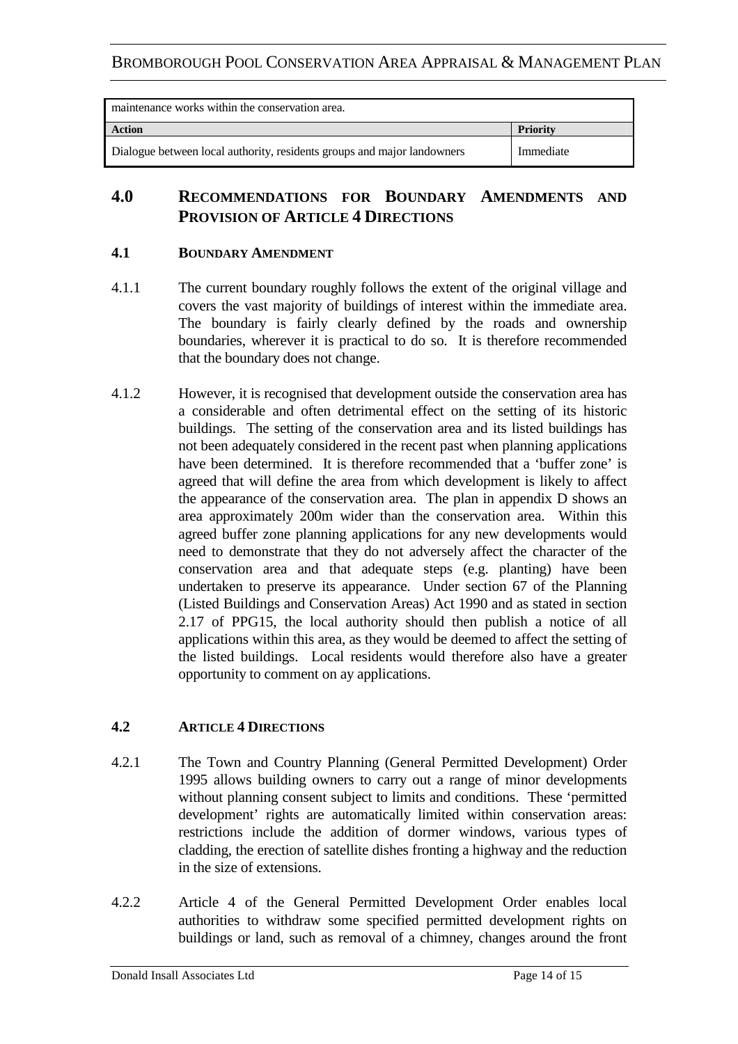| maintenance works within the conservation area. | |
|---|---|
| **Action** | **Priority** |
| Dialogue between local authority, residents groups and major landowners | Immediate |

## 4.0 RECOMMENDATIONS FOR BOUNDARY AMENDMENTS AND PROVISION OF ARTICLE 4 DIRECTIONS

### 4.1 BOUNDARY AMENDMENT

4.1.1 The current boundary roughly follows the extent of the original village and covers the vast majority of buildings of interest within the immediate area. The boundary is fairly clearly defined by the roads and ownership boundaries, wherever it is practical to do so. It is therefore recommended that the boundary does not change.

4.1.2 However, it is recognised that development outside the conservation area has a considerable and often detrimental effect on the setting of its historic buildings. The setting of the conservation area and its listed buildings has not been adequately considered in the recent past when planning applications have been determined. It is therefore recommended that a 'buffer zone' is agreed that will define the area from which development is likely to affect the appearance of the conservation area. The plan in appendix D shows an area approximately 200m wider than the conservation area. Within this agreed buffer zone planning applications for any new developments would need to demonstrate that they do not adversely affect the character of the conservation area and that adequate steps (e.g. planting) have been undertaken to preserve its appearance. Under section 67 of the Planning (Listed Buildings and Conservation Areas) Act 1990 and as stated in section 2.17 of PPG15, the local authority should then publish a notice of all applications within this area, as they would be deemed to affect the setting of the listed buildings. Local residents would therefore also have a greater opportunity to comment on ay applications.

### 4.2 ARTICLE 4 DIRECTIONS

4.2.1 The Town and Country Planning (General Permitted Development) Order 1995 allows building owners to carry out a range of minor developments without planning consent subject to limits and conditions. These 'permitted development' rights are automatically limited within conservation areas: restrictions include the addition of dormer windows, various types of cladding, the erection of satellite dishes fronting a highway and the reduction in the size of extensions.

4.2.2 Article 4 of the General Permitted Development Order enables local authorities to withdraw some specified permitted development rights on buildings or land, such as removal of a chimney, changes around the front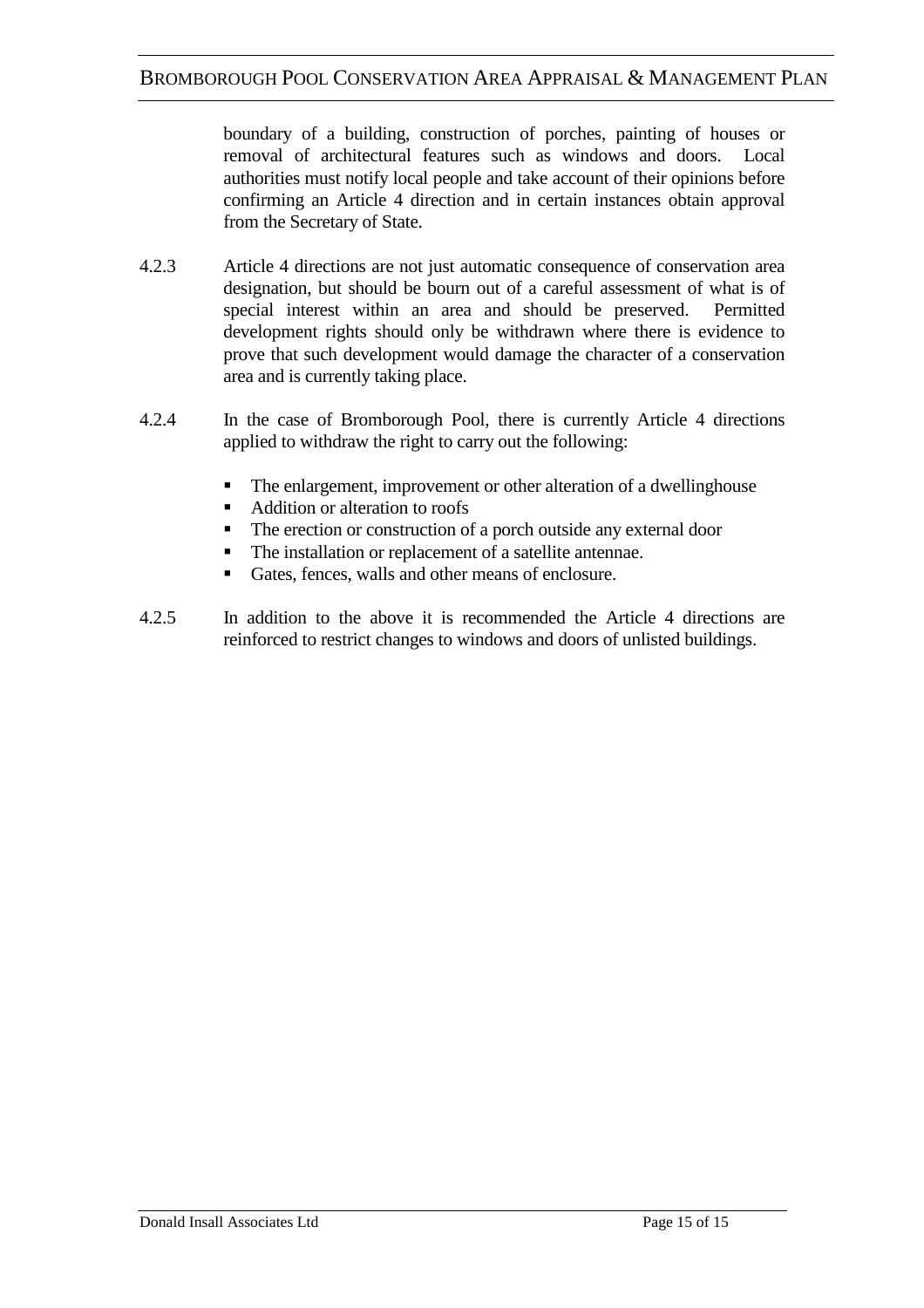boundary of a building, construction of porches, painting of houses or removal of architectural features such as windows and doors. Local authorities must notify local people and take account of their opinions before confirming an Article 4 direction and in certain instances obtain approval from the Secretary of State.

4.2.3 Article 4 directions are not just automatic consequence of conservation area designation, but should be bourn out of a careful assessment of what is of special interest within an area and should be preserved. Permitted development rights should only be withdrawn where there is evidence to prove that such development would damage the character of a conservation area and is currently taking place.

4.2.4 In the case of Bromborough Pool, there is currently Article 4 directions applied to withdraw the right to carry out the following:

- The enlargement, improvement or other alteration of a dwellinghouse
- Addition or alteration to roofs
- The erection or construction of a porch outside any external door
- The installation or replacement of a satellite antennae.
- Gates, fences, walls and other means of enclosure.

4.2.5 In addition to the above it is recommended the Article 4 directions are reinforced to restrict changes to windows and doors of unlisted buildings.